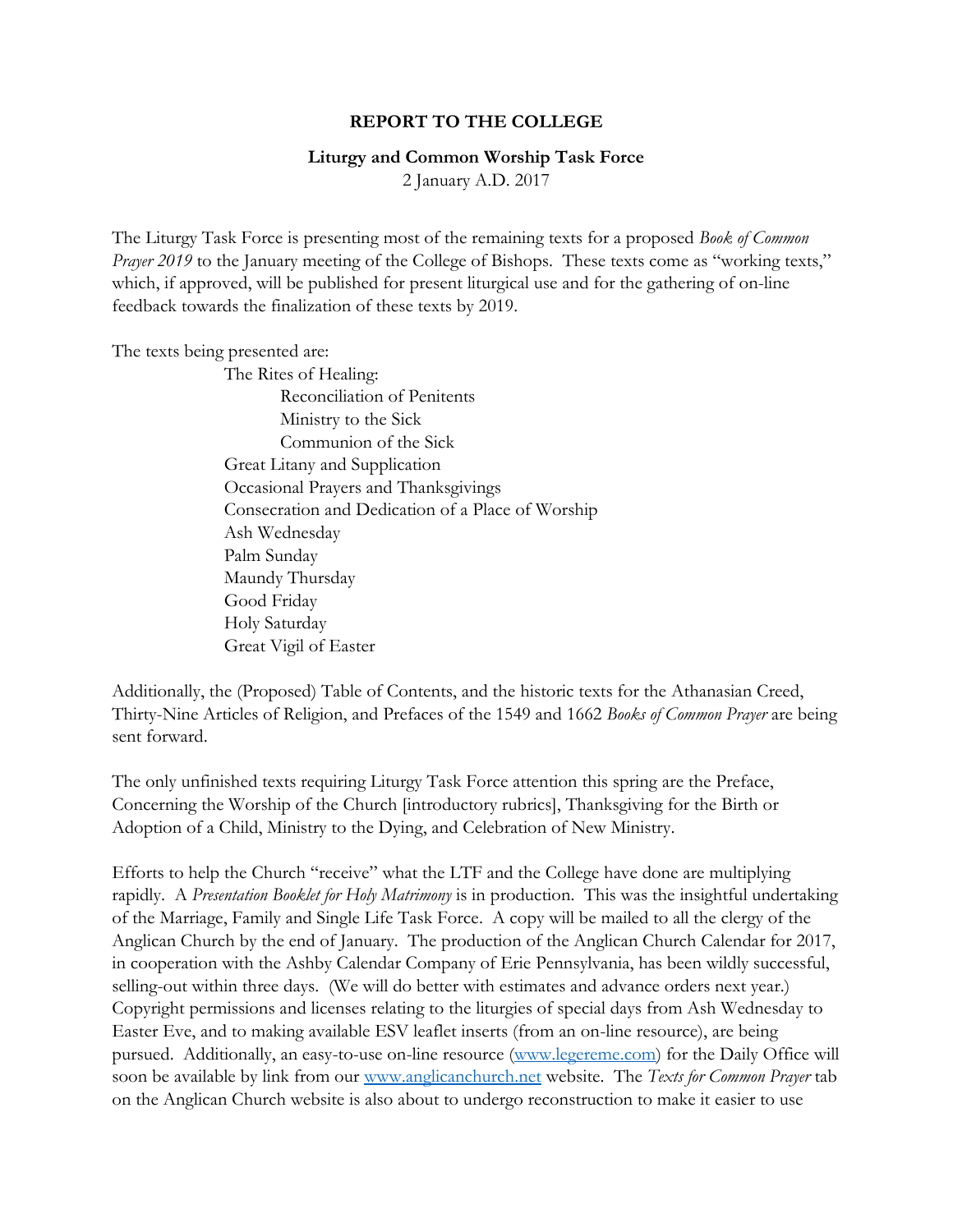**REPORT TO THE COLLEGE**

**Liturgy and Common Worship Task Force**

2 January A.D. 2017

The Liturgy Task Force is presenting most of the remaining texts for a proposed *Book of Common Prayer 2019* to the January meeting of the College of Bishops. These texts come as "working texts," which, if approved, will be published for present liturgical use and for the gathering of on-line feedback towards the finalization of these texts by 2019.

The texts being presented are:

- The Rites of Healing:
  - Reconciliation of Penitents
  - Ministry to the Sick
  - Communion of the Sick
- Great Litany and Supplication
- Occasional Prayers and Thanksgivings
- Consecration and Dedication of a Place of Worship
- Ash Wednesday
- Palm Sunday
- Maundy Thursday
- Good Friday
- Holy Saturday
- Great Vigil of Easter

Additionally, the (Proposed) Table of Contents, and the historic texts for the Athanasian Creed, Thirty-Nine Articles of Religion, and Prefaces of the 1549 and 1662 *Books of Common Prayer* are being sent forward.

The only unfinished texts requiring Liturgy Task Force attention this spring are the Preface, Concerning the Worship of the Church [introductory rubrics], Thanksgiving for the Birth or Adoption of a Child, Ministry to the Dying, and Celebration of New Ministry.

Efforts to help the Church "receive" what the LTF and the College have done are multiplying rapidly. A *Presentation Booklet for Holy Matrimony* is in production. This was the insightful undertaking of the Marriage, Family and Single Life Task Force. A copy will be mailed to all the clergy of the Anglican Church by the end of January. The production of the Anglican Church Calendar for 2017, in cooperation with the Ashby Calendar Company of Erie Pennsylvania, has been wildly successful, selling-out within three days. (We will do better with estimates and advance orders next year.) Copyright permissions and licenses relating to the liturgies of special days from Ash Wednesday to Easter Eve, and to making available ESV leaflet inserts (from an on-line resource), are being pursued. Additionally, an easy-to-use on-line resource (www.legereme.com) for the Daily Office will soon be available by link from our www.anglicanchurch.net website. The *Texts for Common Prayer* tab on the Anglican Church website is also about to undergo reconstruction to make it easier to use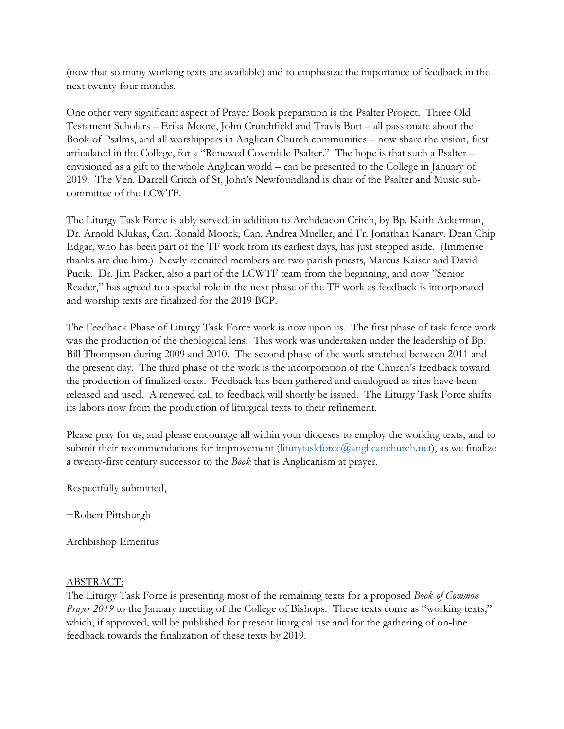(now that so many working texts are available) and to emphasize the importance of feedback in the next twenty-four months.

One other very significant aspect of Prayer Book preparation is the Psalter Project. Three Old Testament Scholars – Erika Moore, John Crutchfield and Travis Bott – all passionate about the Book of Psalms, and all worshippers in Anglican Church communities – now share the vision, first articulated in the College, for a "Renewed Coverdale Psalter." The hope is that such a Psalter – envisioned as a gift to the whole Anglican world – can be presented to the College in January of 2019. The Ven. Darrell Critch of St, John's Newfoundland is chair of the Psalter and Music sub-committee of the LCWTF.

The Liturgy Task Force is ably served, in addition to Archdeacon Critch, by Bp. Keith Ackerman, Dr. Arnold Klukas, Can. Ronald Moock, Can. Andrea Mueller, and Fr. Jonathan Kanary. Dean Chip Edgar, who has been part of the TF work from its earliest days, has just stepped aside. (Immense thanks are due him.) Newly recruited members are two parish priests, Marcus Kaiser and David Pucik. Dr. Jim Packer, also a part of the LCWTF team from the beginning, and now "Senior Reader," has agreed to a special role in the next phase of the TF work as feedback is incorporated and worship texts are finalized for the 2019 BCP.

The Feedback Phase of Liturgy Task Force work is now upon us. The first phase of task force work was the production of the theological lens. This work was undertaken under the leadership of Bp. Bill Thompson during 2009 and 2010. The second phase of the work stretched between 2011 and the present day. The third phase of the work is the incorporation of the Church's feedback toward the production of finalized texts. Feedback has been gathered and catalogued as rites have been released and used. A renewed call to feedback will shortly be issued. The Liturgy Task Force shifts its labors now from the production of liturgical texts to their refinement.

Please pray for us, and please encourage all within your dioceses to employ the working texts, and to submit their recommendations for improvement (liturytaskforce@anglicanchurch.net), as we finalize a twenty-first century successor to the *Book* that is Anglicanism at prayer.

Respectfully submitted,

+Robert Pittsburgh

Archbishop Emeritus

ABSTRACT:

The Liturgy Task Force is presenting most of the remaining texts for a proposed *Book of Common Prayer 2019* to the January meeting of the College of Bishops. These texts come as "working texts," which, if approved, will be published for present liturgical use and for the gathering of on-line feedback towards the finalization of these texts by 2019.